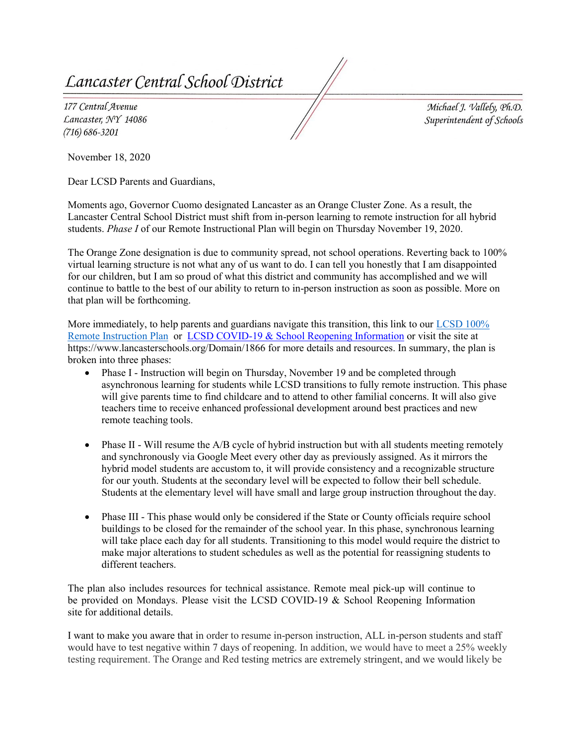# Lancaster Central School District

177 Central Avenue
Lancaster, NY 14086
(716) 686-3201

Michael J. Vallely, Ph.D.
Superintendent of Schools

November 18, 2020

Dear LCSD Parents and Guardians,

Moments ago, Governor Cuomo designated Lancaster as an Orange Cluster Zone. As a result, the Lancaster Central School District must shift from in-person learning to remote instruction for all hybrid students. *Phase I* of our Remote Instructional Plan will begin on Thursday November 19, 2020.

The Orange Zone designation is due to community spread, not school operations. Reverting back to 100% virtual learning structure is not what any of us want to do. I can tell you honestly that I am disappointed for our children, but I am so proud of what this district and community has accomplished and we will continue to battle to the best of our ability to return to in-person instruction as soon as possible. More on that plan will be forthcoming.

More immediately, to help parents and guardians navigate this transition, this link to our LCSD 100% Remote Instruction Plan or LCSD COVID-19 & School Reopening Information or visit the site at https://www.lancasterschools.org/Domain/1866 for more details and resources. In summary, the plan is broken into three phases:

- Phase I - Instruction will begin on Thursday, November 19 and be completed through asynchronous learning for students while LCSD transitions to fully remote instruction. This phase will give parents time to find childcare and to attend to other familial concerns. It will also give teachers time to receive enhanced professional development around best practices and new remote teaching tools.

- Phase II - Will resume the A/B cycle of hybrid instruction but with all students meeting remotely and synchronously via Google Meet every other day as previously assigned. As it mirrors the hybrid model students are accustom to, it will provide consistency and a recognizable structure for our youth. Students at the secondary level will be expected to follow their bell schedule. Students at the elementary level will have small and large group instruction throughout the day.

- Phase III - This phase would only be considered if the State or County officials require school buildings to be closed for the remainder of the school year. In this phase, synchronous learning will take place each day for all students. Transitioning to this model would require the district to make major alterations to student schedules as well as the potential for reassigning students to different teachers.

The plan also includes resources for technical assistance. Remote meal pick-up will continue to be provided on Mondays. Please visit the LCSD COVID-19 & School Reopening Information site for additional details.

I want to make you aware that in order to resume in-person instruction, ALL in-person students and staff would have to test negative within 7 days of reopening. In addition, we would have to meet a 25% weekly testing requirement. The Orange and Red testing metrics are extremely stringent, and we would likely be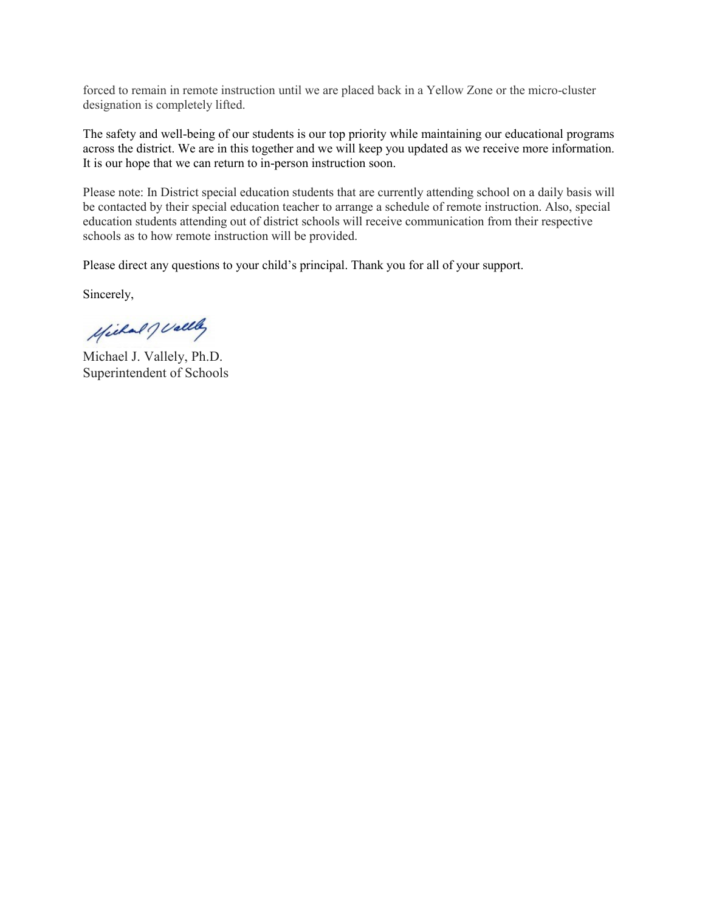forced to remain in remote instruction until we are placed back in a Yellow Zone or the micro-cluster designation is completely lifted.

The safety and well-being of our students is our top priority while maintaining our educational programs across the district. We are in this together and we will keep you updated as we receive more information. It is our hope that we can return to in-person instruction soon.

Please note: In District special education students that are currently attending school on a daily basis will be contacted by their special education teacher to arrange a schedule of remote instruction. Also, special education students attending out of district schools will receive communication from their respective schools as to how remote instruction will be provided.

Please direct any questions to your child's principal. Thank you for all of your support.

Sincerely,

Michael J. Vallely, Ph.D.  
Superintendent of Schools